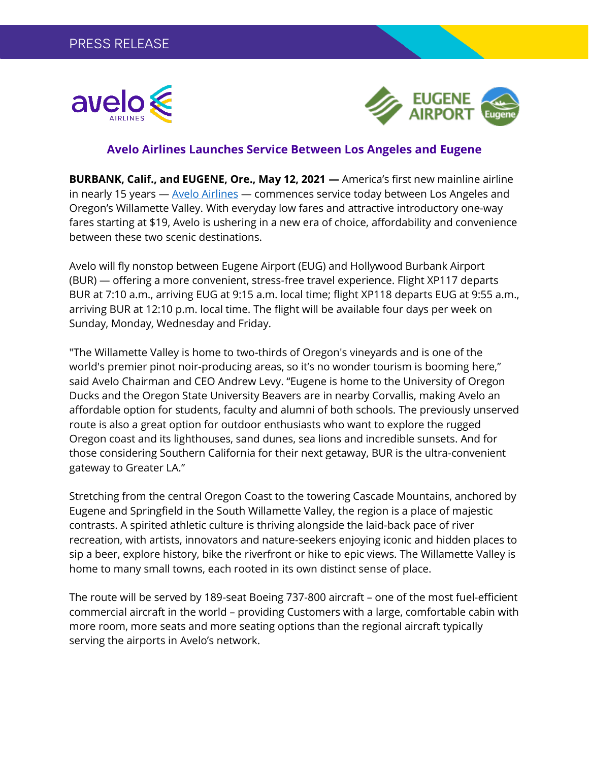PRESS RELEASE

## Avelo Airlines Launches Service Between Los Angeles and Eugene

**BURBANK, Calif., and EUGENE, Ore., May 12, 2021 —** America's first new mainline airline in nearly 15 years — Avelo Airlines — commences service today between Los Angeles and Oregon's Willamette Valley. With everyday low fares and attractive introductory one-way fares starting at $19, Avelo is ushering in a new era of choice, affordability and convenience between these two scenic destinations.

Avelo will fly nonstop between Eugene Airport (EUG) and Hollywood Burbank Airport (BUR) — offering a more convenient, stress-free travel experience. Flight XP117 departs BUR at 7:10 a.m., arriving EUG at 9:15 a.m. local time; flight XP118 departs EUG at 9:55 a.m., arriving BUR at 12:10 p.m. local time. The flight will be available four days per week on Sunday, Monday, Wednesday and Friday.

"The Willamette Valley is home to two-thirds of Oregon's vineyards and is one of the world's premier pinot noir-producing areas, so it's no wonder tourism is booming here," said Avelo Chairman and CEO Andrew Levy. "Eugene is home to the University of Oregon Ducks and the Oregon State University Beavers are in nearby Corvallis, making Avelo an affordable option for students, faculty and alumni of both schools. The previously unserved route is also a great option for outdoor enthusiasts who want to explore the rugged Oregon coast and its lighthouses, sand dunes, sea lions and incredible sunsets. And for those considering Southern California for their next getaway, BUR is the ultra-convenient gateway to Greater LA."

Stretching from the central Oregon Coast to the towering Cascade Mountains, anchored by Eugene and Springfield in the South Willamette Valley, the region is a place of majestic contrasts. A spirited athletic culture is thriving alongside the laid-back pace of river recreation, with artists, innovators and nature-seekers enjoying iconic and hidden places to sip a beer, explore history, bike the riverfront or hike to epic views. The Willamette Valley is home to many small towns, each rooted in its own distinct sense of place.

The route will be served by 189-seat Boeing 737-800 aircraft – one of the most fuel-efficient commercial aircraft in the world – providing Customers with a large, comfortable cabin with more room, more seats and more seating options than the regional aircraft typically serving the airports in Avelo's network.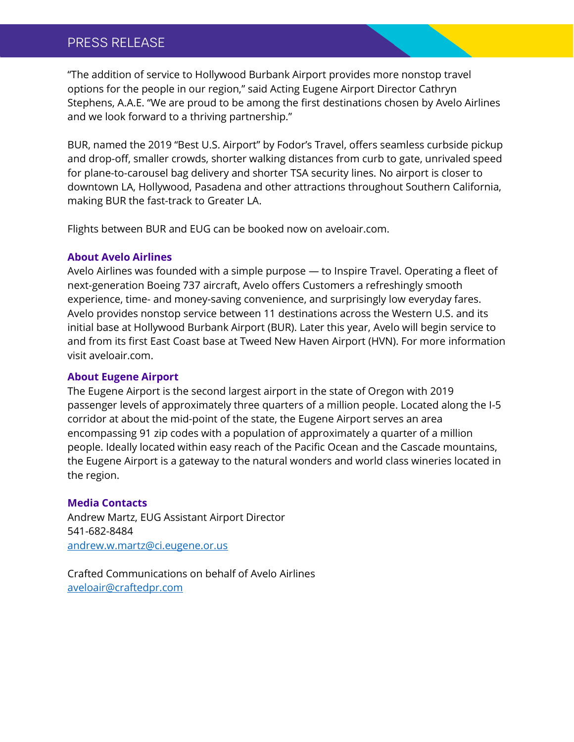"The addition of service to Hollywood Burbank Airport provides more nonstop travel options for the people in our region," said Acting Eugene Airport Director Cathryn Stephens, A.A.E. "We are proud to be among the first destinations chosen by Avelo Airlines and we look forward to a thriving partnership."

BUR, named the 2019 "Best U.S. Airport" by Fodor's Travel, offers seamless curbside pickup and drop-off, smaller crowds, shorter walking distances from curb to gate, unrivaled speed for plane-to-carousel bag delivery and shorter TSA security lines. No airport is closer to downtown LA, Hollywood, Pasadena and other attractions throughout Southern California, making BUR the fast-track to Greater LA.

Flights between BUR and EUG can be booked now on aveloair.com.

### About Avelo Airlines

Avelo Airlines was founded with a simple purpose — to Inspire Travel. Operating a fleet of next-generation Boeing 737 aircraft, Avelo offers Customers a refreshingly smooth experience, time- and money-saving convenience, and surprisingly low everyday fares. Avelo provides nonstop service between 11 destinations across the Western U.S. and its initial base at Hollywood Burbank Airport (BUR). Later this year, Avelo will begin service to and from its first East Coast base at Tweed New Haven Airport (HVN). For more information visit aveloair.com.

### About Eugene Airport

The Eugene Airport is the second largest airport in the state of Oregon with 2019 passenger levels of approximately three quarters of a million people. Located along the I-5 corridor at about the mid-point of the state, the Eugene Airport serves an area encompassing 91 zip codes with a population of approximately a quarter of a million people. Ideally located within easy reach of the Pacific Ocean and the Cascade mountains, the Eugene Airport is a gateway to the natural wonders and world class wineries located in the region.

### Media Contacts

Andrew Martz, EUG Assistant Airport Director
541-682-8484
andrew.w.martz@ci.eugene.or.us

Crafted Communications on behalf of Avelo Airlines
aveloair@craftedpr.com